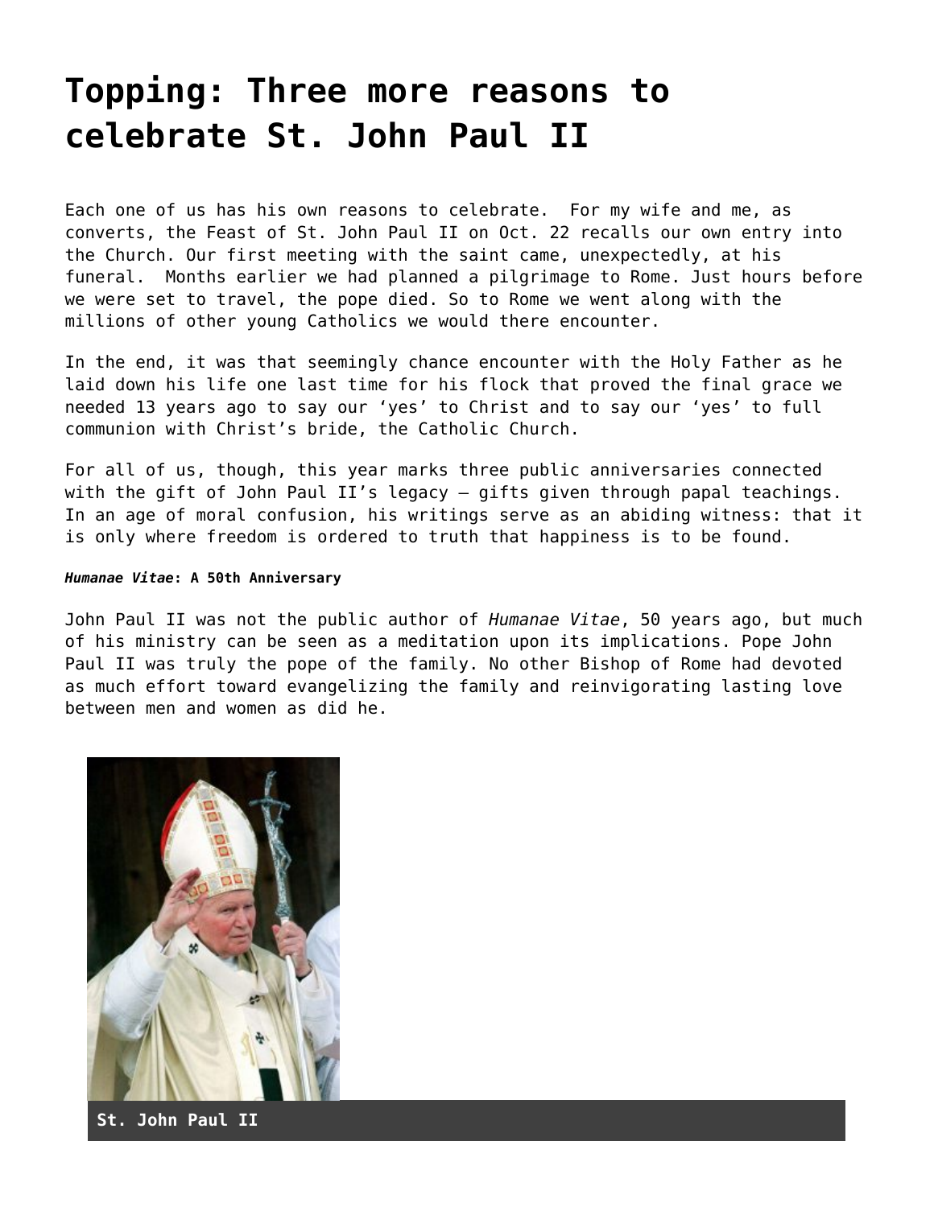# Topping: Three more reasons to celebrate St. John Paul II

Each one of us has his own reasons to celebrate. For my wife and me, as converts, the Feast of St. John Paul II on Oct. 22 recalls our own entry into the Church. Our first meeting with the saint came, unexpectedly, at his funeral. Months earlier we had planned a pilgrimage to Rome. Just hours before we were set to travel, the pope died. So to Rome we went along with the millions of other young Catholics we would there encounter.

In the end, it was that seemingly chance encounter with the Holy Father as he laid down his life one last time for his flock that proved the final grace we needed 13 years ago to say our 'yes' to Christ and to say our 'yes' to full communion with Christ's bride, the Catholic Church.

For all of us, though, this year marks three public anniversaries connected with the gift of John Paul II's legacy — gifts given through papal teachings. In an age of moral confusion, his writings serve as an abiding witness: that it is only where freedom is ordered to truth that happiness is to be found.

###### ***Humanae Vitae*: A 50th Anniversary**

John Paul II was not the public author of *Humanae Vitae*, 50 years ago, but much of his ministry can be seen as a meditation upon its implications. Pope John Paul II was truly the pope of the family. No other Bishop of Rome had devoted as much effort toward evangelizing the family and reinvigorating lasting love between men and women as did he.

St. John Paul II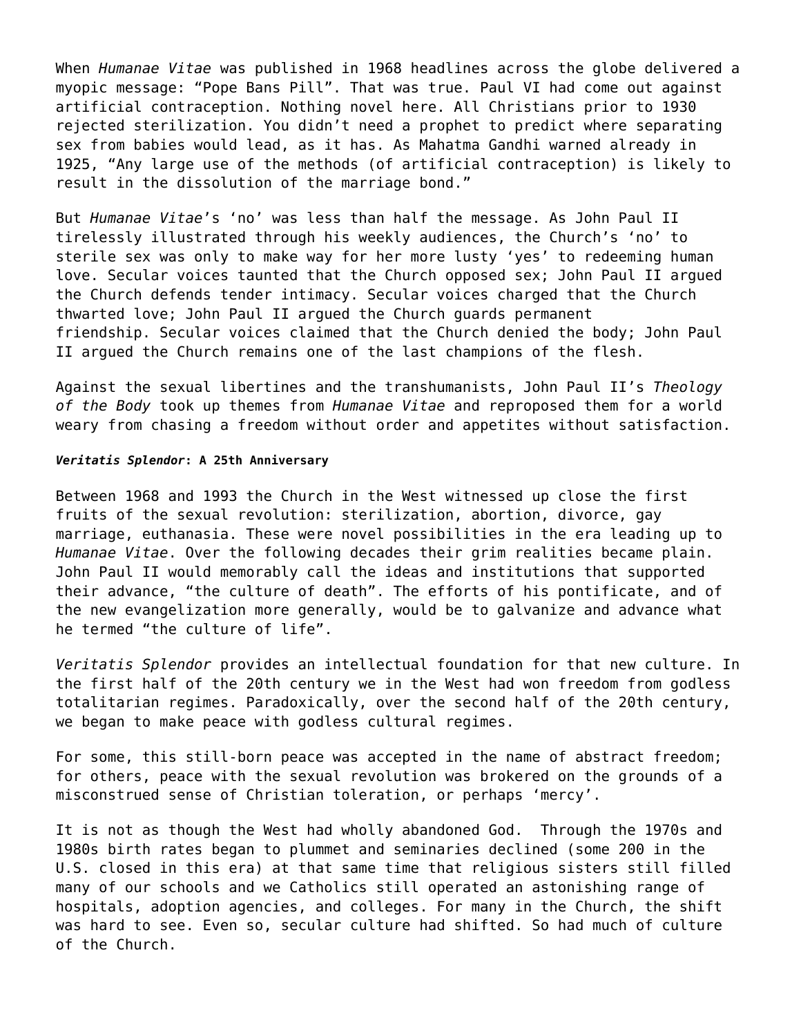When *Humanae Vitae* was published in 1968 headlines across the globe delivered a myopic message: "Pope Bans Pill". That was true. Paul VI had come out against artificial contraception. Nothing novel here. All Christians prior to 1930 rejected sterilization. You didn't need a prophet to predict where separating sex from babies would lead, as it has. As Mahatma Gandhi warned already in 1925, "Any large use of the methods (of artificial contraception) is likely to result in the dissolution of the marriage bond."

But *Humanae Vitae*'s 'no' was less than half the message. As John Paul II tirelessly illustrated through his weekly audiences, the Church's 'no' to sterile sex was only to make way for her more lusty 'yes' to redeeming human love. Secular voices taunted that the Church opposed sex; John Paul II argued the Church defends tender intimacy. Secular voices charged that the Church thwarted love; John Paul II argued the Church guards permanent friendship. Secular voices claimed that the Church denied the body; John Paul II argued the Church remains one of the last champions of the flesh.

Against the sexual libertines and the transhumanists, John Paul II's *Theology of the Body* took up themes from *Humanae Vitae* and reproposed them for a world weary from chasing a freedom without order and appetites without satisfaction.

#### ***Veritatis Splendor*: A 25th Anniversary**

Between 1968 and 1993 the Church in the West witnessed up close the first fruits of the sexual revolution: sterilization, abortion, divorce, gay marriage, euthanasia. These were novel possibilities in the era leading up to *Humanae Vitae*. Over the following decades their grim realities became plain. John Paul II would memorably call the ideas and institutions that supported their advance, "the culture of death". The efforts of his pontificate, and of the new evangelization more generally, would be to galvanize and advance what he termed "the culture of life".

*Veritatis Splendor* provides an intellectual foundation for that new culture. In the first half of the 20th century we in the West had won freedom from godless totalitarian regimes. Paradoxically, over the second half of the 20th century, we began to make peace with godless cultural regimes.

For some, this still-born peace was accepted in the name of abstract freedom; for others, peace with the sexual revolution was brokered on the grounds of a misconstrued sense of Christian toleration, or perhaps 'mercy'.

It is not as though the West had wholly abandoned God. Through the 1970s and 1980s birth rates began to plummet and seminaries declined (some 200 in the U.S. closed in this era) at that same time that religious sisters still filled many of our schools and we Catholics still operated an astonishing range of hospitals, adoption agencies, and colleges. For many in the Church, the shift was hard to see. Even so, secular culture had shifted. So had much of culture of the Church.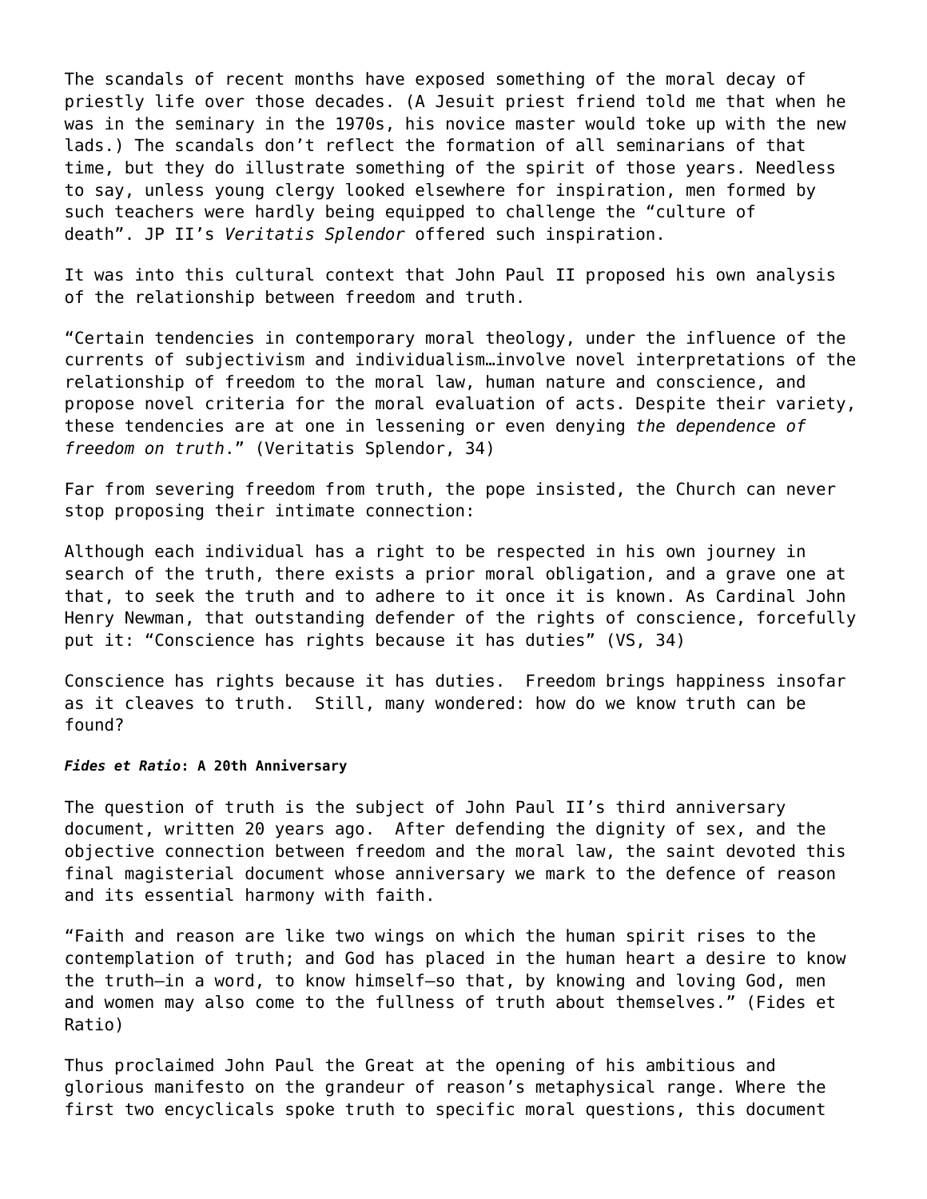The scandals of recent months have exposed something of the moral decay of priestly life over those decades. (A Jesuit priest friend told me that when he was in the seminary in the 1970s, his novice master would toke up with the new lads.) The scandals don't reflect the formation of all seminarians of that time, but they do illustrate something of the spirit of those years. Needless to say, unless young clergy looked elsewhere for inspiration, men formed by such teachers were hardly being equipped to challenge the "culture of death". JP II's *Veritatis Splendor* offered such inspiration.

It was into this cultural context that John Paul II proposed his own analysis of the relationship between freedom and truth.

"Certain tendencies in contemporary moral theology, under the influence of the currents of subjectivism and individualism…involve novel interpretations of the relationship of freedom to the moral law, human nature and conscience, and propose novel criteria for the moral evaluation of acts. Despite their variety, these tendencies are at one in lessening or even denying *the dependence of freedom on truth*." (Veritatis Splendor, 34)

Far from severing freedom from truth, the pope insisted, the Church can never stop proposing their intimate connection:

Although each individual has a right to be respected in his own journey in search of the truth, there exists a prior moral obligation, and a grave one at that, to seek the truth and to adhere to it once it is known. As Cardinal John Henry Newman, that outstanding defender of the rights of conscience, forcefully put it: "Conscience has rights because it has duties" (VS, 34)

Conscience has rights because it has duties. Freedom brings happiness insofar as it cleaves to truth. Still, many wondered: how do we know truth can be found?

#### ***Fides et Ratio*: A 20th Anniversary**

The question of truth is the subject of John Paul II's third anniversary document, written 20 years ago. After defending the dignity of sex, and the objective connection between freedom and the moral law, the saint devoted this final magisterial document whose anniversary we mark to the defence of reason and its essential harmony with faith.

"Faith and reason are like two wings on which the human spirit rises to the contemplation of truth; and God has placed in the human heart a desire to know the truth—in a word, to know himself—so that, by knowing and loving God, men and women may also come to the fullness of truth about themselves." (Fides et Ratio)

Thus proclaimed John Paul the Great at the opening of his ambitious and glorious manifesto on the grandeur of reason's metaphysical range. Where the first two encyclicals spoke truth to specific moral questions, this document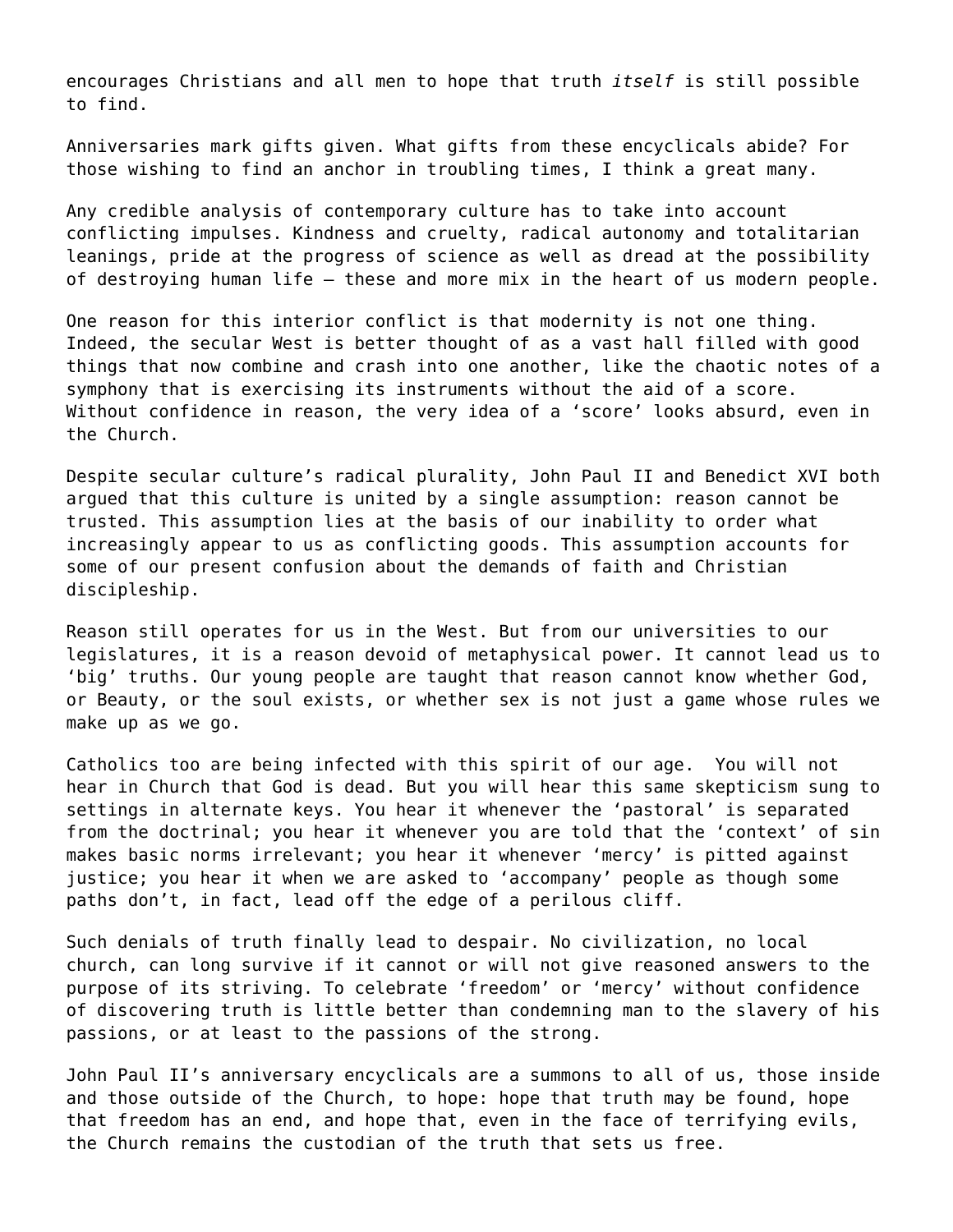encourages Christians and all men to hope that truth *itself* is still possible to find.

Anniversaries mark gifts given. What gifts from these encyclicals abide? For those wishing to find an anchor in troubling times, I think a great many.

Any credible analysis of contemporary culture has to take into account conflicting impulses. Kindness and cruelty, radical autonomy and totalitarian leanings, pride at the progress of science as well as dread at the possibility of destroying human life – these and more mix in the heart of us modern people.

One reason for this interior conflict is that modernity is not one thing. Indeed, the secular West is better thought of as a vast hall filled with good things that now combine and crash into one another, like the chaotic notes of a symphony that is exercising its instruments without the aid of a score. Without confidence in reason, the very idea of a 'score' looks absurd, even in the Church.

Despite secular culture's radical plurality, John Paul II and Benedict XVI both argued that this culture is united by a single assumption: reason cannot be trusted. This assumption lies at the basis of our inability to order what increasingly appear to us as conflicting goods. This assumption accounts for some of our present confusion about the demands of faith and Christian discipleship.

Reason still operates for us in the West. But from our universities to our legislatures, it is a reason devoid of metaphysical power. It cannot lead us to 'big' truths. Our young people are taught that reason cannot know whether God, or Beauty, or the soul exists, or whether sex is not just a game whose rules we make up as we go.

Catholics too are being infected with this spirit of our age. You will not hear in Church that God is dead. But you will hear this same skepticism sung to settings in alternate keys. You hear it whenever the 'pastoral' is separated from the doctrinal; you hear it whenever you are told that the 'context' of sin makes basic norms irrelevant; you hear it whenever 'mercy' is pitted against justice; you hear it when we are asked to 'accompany' people as though some paths don't, in fact, lead off the edge of a perilous cliff.

Such denials of truth finally lead to despair. No civilization, no local church, can long survive if it cannot or will not give reasoned answers to the purpose of its striving. To celebrate 'freedom' or 'mercy' without confidence of discovering truth is little better than condemning man to the slavery of his passions, or at least to the passions of the strong.

John Paul II's anniversary encyclicals are a summons to all of us, those inside and those outside of the Church, to hope: hope that truth may be found, hope that freedom has an end, and hope that, even in the face of terrifying evils, the Church remains the custodian of the truth that sets us free.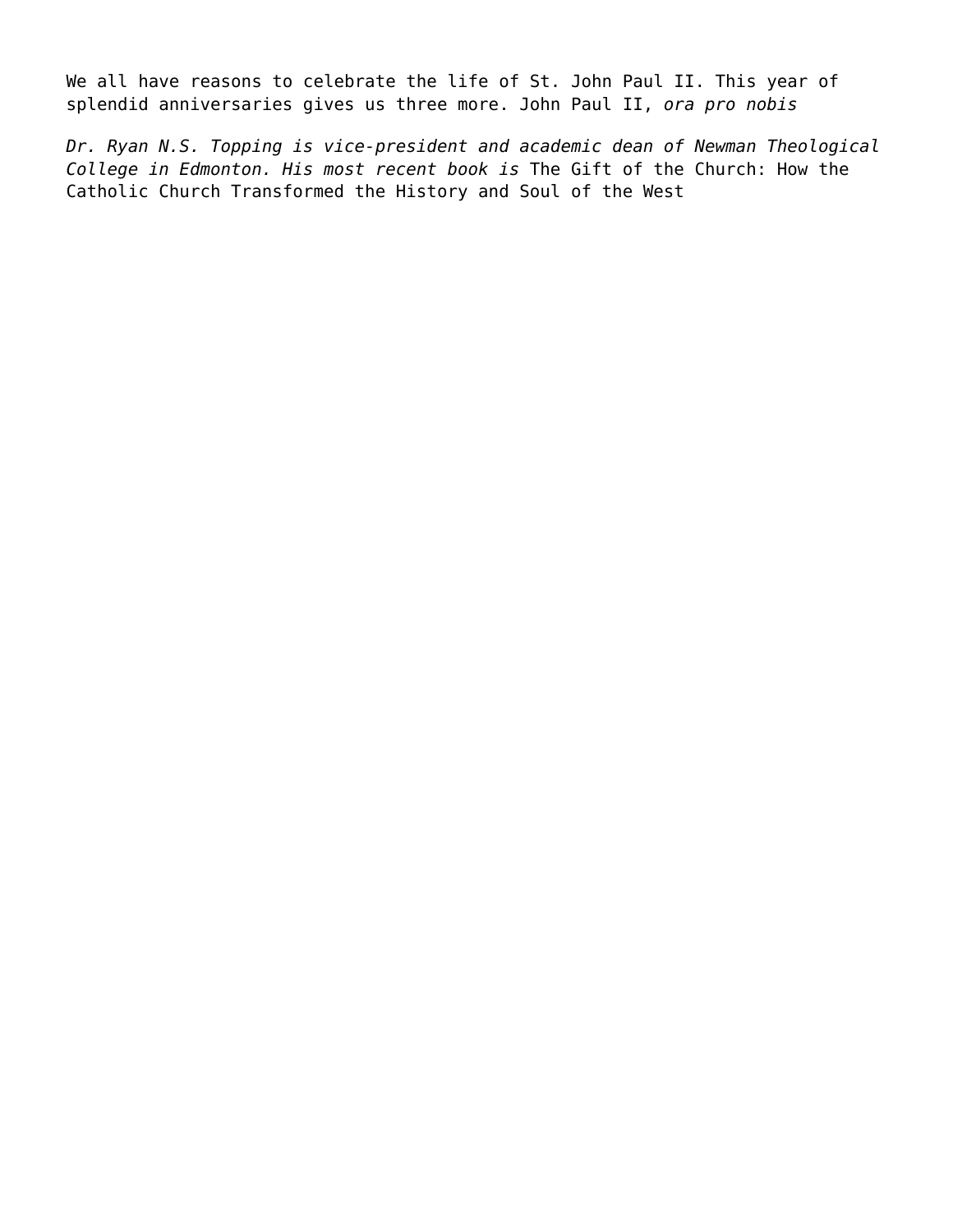We all have reasons to celebrate the life of St. John Paul II. This year of splendid anniversaries gives us three more. John Paul II, *ora pro nobis*

*Dr. Ryan N.S. Topping is vice-president and academic dean of Newman Theological College in Edmonton. His most recent book is* The Gift of the Church: How the Catholic Church Transformed the History and Soul of the West